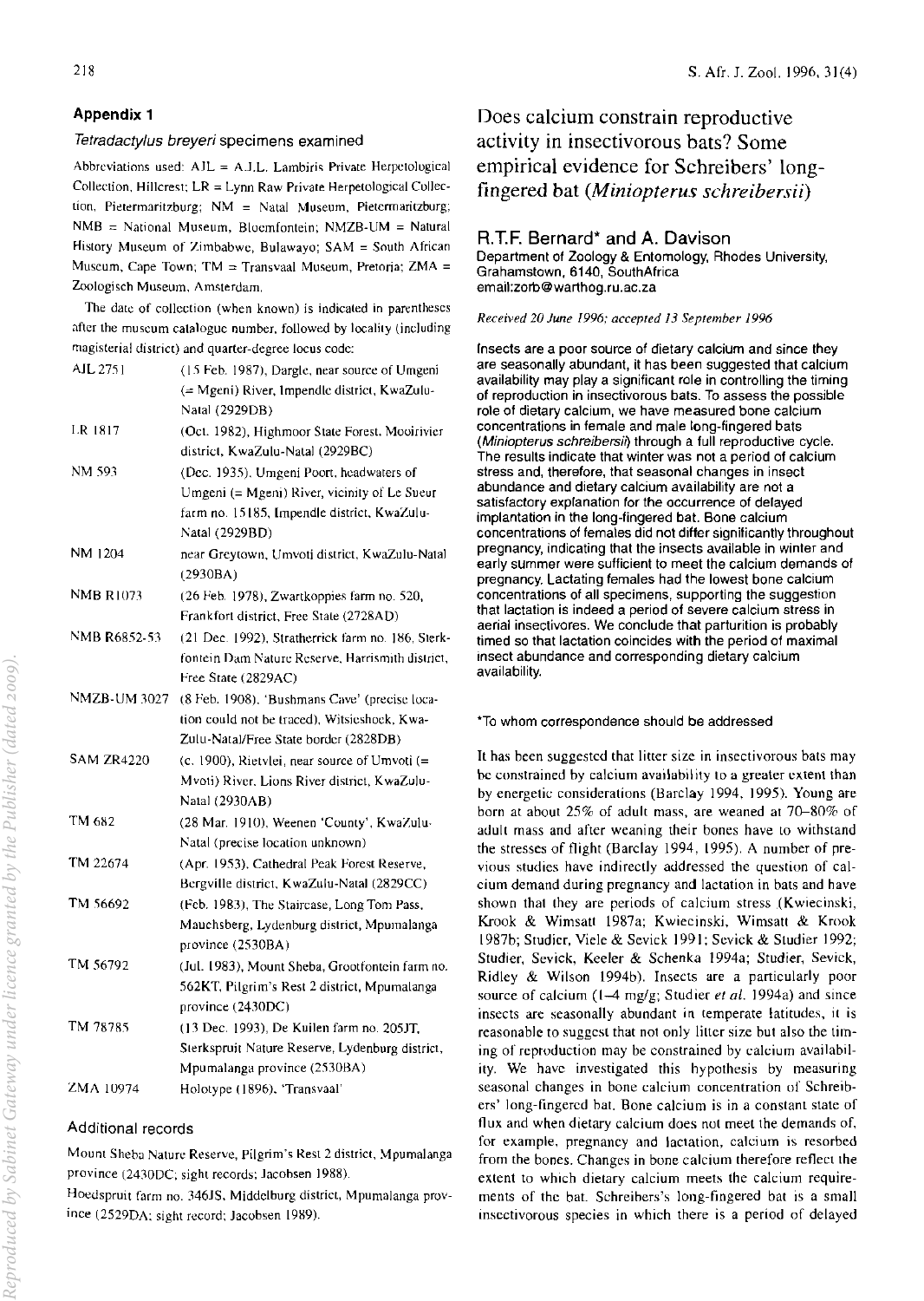## Appendix 1

### *Tetradactylus breyeri* specimens examined

Abbreviations used: AJL = A.J.L. Lambiris Private Herpetological Collection, Hillcrest; LR = Lynn Raw Private Herpetological Collection, Pietermaritzburg; NM = Natal Museum, Pietermaritzburg; NMB = National Museum, Bloemfontein; NMZB-UM = Natural History Museum of Zimbabwe, Bulawayo; SAM = South African Museum, Cape Town; TM = Transvaal Museum, Pretoria; ZMA = Zoologisch Museum, Amsterdam.

The date of collection (when known) is indicated in parentheses after the museum catalogue number, followed by locality (including magisterial district) and quarter-degree locus code:

- AJL 2751 (15 Feb. 1987), Dargle, near source of Umgeni (= Mgeni) River, Impendle district, KwaZulu-Natal (2929DB)
- LR 1817 (Oct. 1982), Highmoor State Forest, Mooirivier district, KwaZulu-Natal (2929BC)
- NM 593 (Dec. 1935), Umgeni Poort, headwaters of Umgeni (= Mgeni) River, vicinity of Le Sueur farm no. 15185, Impendle district, KwaZulu-Natal (2929BD)
- NM 1204 near Greytown, Umvoti district, KwaZulu-Natal (2930BA)
- NMB R1073 (26 Feb. 1978), Zwartkoppies farm no. 520, Frankfort district, Free State (2728AD)
- NMB R6852-53 (21 Dec. 1992), Stratherrick farm no. 186, Sterkfontein Dam Nature Reserve, Harrismith district, Free State (2829AC)
- NMZB-UM 3027 (8 Feb. 1908), 'Bushmans Cave' (precise location could not be traced), Witsieshoek, KwaZulu-Natal/Free State border (2828DB)
- SAM ZR4220 (c. 1900), Rietvlei, near source of Umvoti (= Mvoti) River, Lions River district, KwaZulu-Natal (2930AB)
- TM 682 (28 Mar. 1910), Weenen 'County', KwaZulu-Natal (precise location unknown)
- TM 22674 (Apr. 1953), Cathedral Peak Forest Reserve, Bergville district, KwaZulu-Natal (2829CC)
- TM 56692 (Feb. 1983), The Staircase, Long Tom Pass, Mauchsberg, Lydenburg district, Mpumalanga province (2530BA)
- TM 56792 (Jul. 1983), Mount Sheba, Grootfontein farm no. 562KT, Pilgrim's Rest 2 district, Mpumalanga province (2430DC)
- TM 78785 (13 Dec. 1993), De Kuilen farm no. 205JT, Sterkspruit Nature Reserve, Lydenburg district, Mpumalanga province (2530BA)
- ZMA 10974 Holotype (1896), 'Transvaal'

### Additional records

Mount Sheba Nature Reserve, Pilgrim's Rest 2 district, Mpumalanga province (2430DC; sight records; Jacobsen 1988).

Hoedspruit farm no. 346JS, Middelburg district, Mpumalanga province (2529DA; sight record; Jacobsen 1989).

# Does calcium constrain reproductive activity in insectivorous bats? Some empirical evidence for Schreibers' long-fingered bat (*Miniopterus schreibersii*)

**R.T.F. Bernard\* and A. Davison**

Department of Zoology & Entomology, Rhodes University, Grahamstown, 6140, SouthAfrica
email:zorb@warthog.ru.ac.za

*Received 20 June 1996; accepted 13 September 1996*

Insects are a poor source of dietary calcium and since they are seasonally abundant, it has been suggested that calcium availability may play a significant role in controlling the timing of reproduction in insectivorous bats. To assess the possible role of dietary calcium, we have measured bone calcium concentrations in female and male long-fingered bats (*Miniopterus schreibersii*) through a full reproductive cycle. The results indicate that winter was not a period of calcium stress and, therefore, that seasonal changes in insect abundance and dietary calcium availability are not a satisfactory explanation for the occurrence of delayed implantation in the long-fingered bat. Bone calcium concentrations of females did not differ significantly throughout pregnancy, indicating that the insects available in winter and early summer were sufficient to meet the calcium demands of pregnancy. Lactating females had the lowest bone calcium concentrations of all specimens, supporting the suggestion that lactation is indeed a period of severe calcium stress in aerial insectivores. We conclude that parturition is probably timed so that lactation coincides with the period of maximal insect abundance and corresponding dietary calcium availability.

\*To whom correspondence should be addressed

It has been suggested that litter size in insectivorous bats may be constrained by calcium availability to a greater extent than by energetic considerations (Barclay 1994, 1995). Young are born at about 25% of adult mass, are weaned at 70–80% of adult mass and after weaning their bones have to withstand the stresses of flight (Barclay 1994, 1995). A number of previous studies have indirectly addressed the question of calcium demand during pregnancy and lactation in bats and have shown that they are periods of calcium stress (Kwiecinski, Krook & Wimsatt 1987a; Kwiecinski, Wimsatt & Krook 1987b; Studier, Viele & Sevick 1991; Sevick & Studier 1992; Studier, Sevick, Keeler & Schenka 1994a; Studier, Sevick, Ridley & Wilson 1994b). Insects are a particularly poor source of calcium (1–4 mg/g; Studier *et al.* 1994a) and since insects are seasonally abundant in temperate latitudes, it is reasonable to suggest that not only litter size but also the timing of reproduction may be constrained by calcium availability. We have investigated this hypothesis by measuring seasonal changes in bone calcium concentration of Schreibers' long-fingered bat. Bone calcium is in a constant state of flux and when dietary calcium does not meet the demands of, for example, pregnancy and lactation, calcium is resorbed from the bones. Changes in bone calcium therefore reflect the extent to which dietary calcium meets the calcium requirements of the bat. Schreibers's long-fingered bat is a small insectivorous species in which there is a period of delayed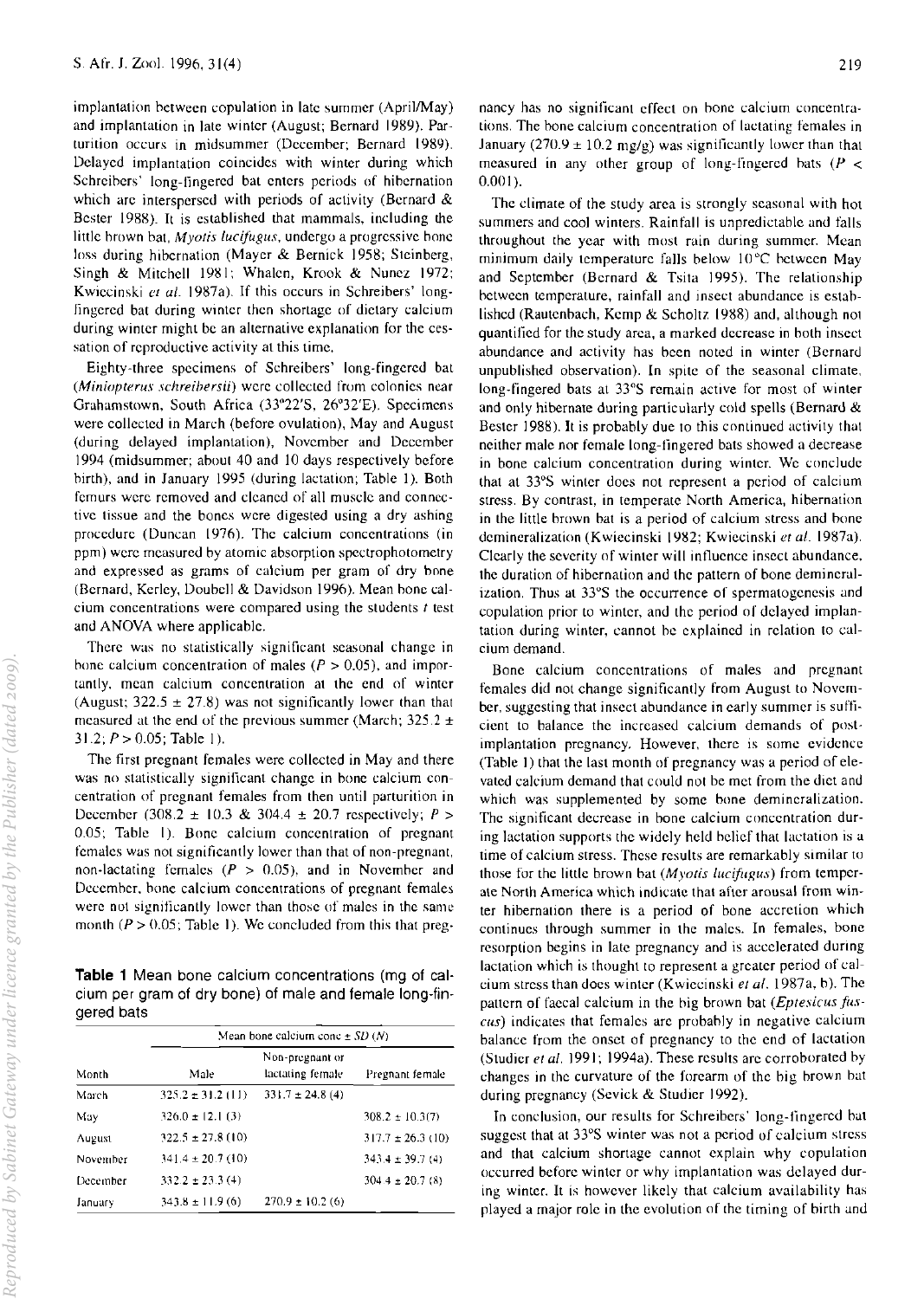implantation between copulation in late summer (April/May) and implantation in late winter (August; Bernard 1989). Parturition occurs in midsummer (December; Bernard 1989). Delayed implantation coincides with winter during which Schreibers' long-fingered bat enters periods of hibernation which are interspersed with periods of activity (Bernard & Bester 1988). It is established that mammals, including the little brown bat, *Myotis lucifugus*, undergo a progressive bone loss during hibernation (Mayer & Bernick 1958; Steinberg, Singh & Mitchell 1981; Whalen, Krook & Nunez 1972; Kwiecinski *et al.* 1987a). If this occurs in Schreibers' long-fingered bat during winter then shortage of dietary calcium during winter might be an alternative explanation for the cessation of reproductive activity at this time.

Eighty-three specimens of Schreibers' long-fingered bat (*Miniopterus schreibersii*) were collected from colonies near Grahamstown, South Africa (33°22'S, 26°32'E). Specimens were collected in March (before ovulation), May and August (during delayed implantation), November and December 1994 (midsummer; about 40 and 10 days respectively before birth), and in January 1995 (during lactation; Table 1). Both femurs were removed and cleaned of all muscle and connective tissue and the bones were digested using a dry ashing procedure (Duncan 1976). The calcium concentrations (in ppm) were measured by atomic absorption spectrophotometry and expressed as grams of calcium per gram of dry bone (Bernard, Kerley, Doubell & Davidson 1996). Mean bone calcium concentrations were compared using the students *t* test and ANOVA where applicable.

There was no statistically significant seasonal change in bone calcium concentration of males ($P > 0.05$), and importantly, mean calcium concentration at the end of winter (August; $322.5 \pm 27.8$) was not significantly lower than that measured at the end of the previous summer (March; $325.2 \pm 31.2$; $P > 0.05$; Table 1).

The first pregnant females were collected in May and there was no statistically significant change in bone calcium concentration of pregnant females from then until parturition in December ($308.2 \pm 10.3$ & $304.4 \pm 20.7$ respectively; $P > 0.05$; Table 1). Bone calcium concentration of pregnant females was not significantly lower than that of non-pregnant, non-lactating females ($P > 0.05$), and in November and December, bone calcium concentrations of pregnant females were not significantly lower than those of males in the same month ($P > 0.05$; Table 1). We concluded from this that pregnancy has no significant effect on bone calcium concentrations. The bone calcium concentration of lactating females in January ($270.9 \pm 10.2$ mg/g) was significantly lower than that measured in any other group of long-fingered bats ($P < 0.001$).

**Table 1** Mean bone calcium concentrations (mg of calcium per gram of dry bone) of male and female long-fingered bats

| Month | Mean bone calcium conc ± *SD* (*N*) | | |
|---|---|---|---|
| | Male | Non-pregnant or lactating female | Pregnant female |
| March | 325.2 ± 31.2 (11) | 331.7 ± 24.8 (4) | |
| May | 326.0 ± 12.1 (3) | | 308.2 ± 10.3(7) |
| August | 322.5 ± 27.8 (10) | | 317.7 ± 26.3 (10) |
| November | 341.4 ± 20.7 (10) | | 343.4 ± 39.7 (4) |
| December | 332.2 ± 23.3 (4) | | 304.4 ± 20.7 (8) |
| January | 343.8 ± 11.9 (6) | 270.9 ± 10.2 (6) | |

The climate of the study area is strongly seasonal with hot summers and cool winters. Rainfall is unpredictable and falls throughout the year with most rain during summer. Mean minimum daily temperature falls below 10°C between May and September (Bernard & Tsita 1995). The relationship between temperature, rainfall and insect abundance is established (Rautenbach, Kemp & Scholtz 1988) and, although not quantified for the study area, a marked decrease in both insect abundance and activity has been noted in winter (Bernard unpublished observation). In spite of the seasonal climate, long-fingered bats at 33°S remain active for most of winter and only hibernate during particularly cold spells (Bernard & Bester 1988). It is probably due to this continued activity that neither male nor female long-fingered bats showed a decrease in bone calcium concentration during winter. We conclude that at 33°S winter does not represent a period of calcium stress. By contrast, in temperate North America, hibernation in the little brown bat is a period of calcium stress and bone demineralization (Kwiecinski 1982; Kwiecinski *et al.* 1987a). Clearly the severity of winter will influence insect abundance, the duration of hibernation and the pattern of bone demineralization. Thus at 33°S the occurrence of spermatogenesis and copulation prior to winter, and the period of delayed implantation during winter, cannot be explained in relation to calcium demand.

Bone calcium concentrations of males and pregnant females did not change significantly from August to November, suggesting that insect abundance in early summer is sufficient to balance the increased calcium demands of post-implantation pregnancy. However, there is some evidence (Table 1) that the last month of pregnancy was a period of elevated calcium demand that could not be met from the diet and which was supplemented by some bone demineralization. The significant decrease in bone calcium concentration during lactation supports the widely held belief that lactation is a time of calcium stress. These results are remarkably similar to those for the little brown bat (*Myotis lucifugus*) from temperate North America which indicate that after arousal from winter hibernation there is a period of bone accretion which continues through summer in the males. In females, bone resorption begins in late pregnancy and is accelerated during lactation which is thought to represent a greater period of calcium stress than does winter (Kwiecinski *et al.* 1987a, b). The pattern of faecal calcium in the big brown bat (*Eptesicus fuscus*) indicates that females are probably in negative calcium balance from the onset of pregnancy to the end of lactation (Studier *et al.* 1991; 1994a). These results are corroborated by changes in the curvature of the forearm of the big brown bat during pregnancy (Sevick & Studier 1992).

In conclusion, our results for Schreibers' long-fingered bat suggest that at 33°S winter was not a period of calcium stress and that calcium shortage cannot explain why copulation occurred before winter or why implantation was delayed during winter. It is however likely that calcium availability has played a major role in the evolution of the timing of birth and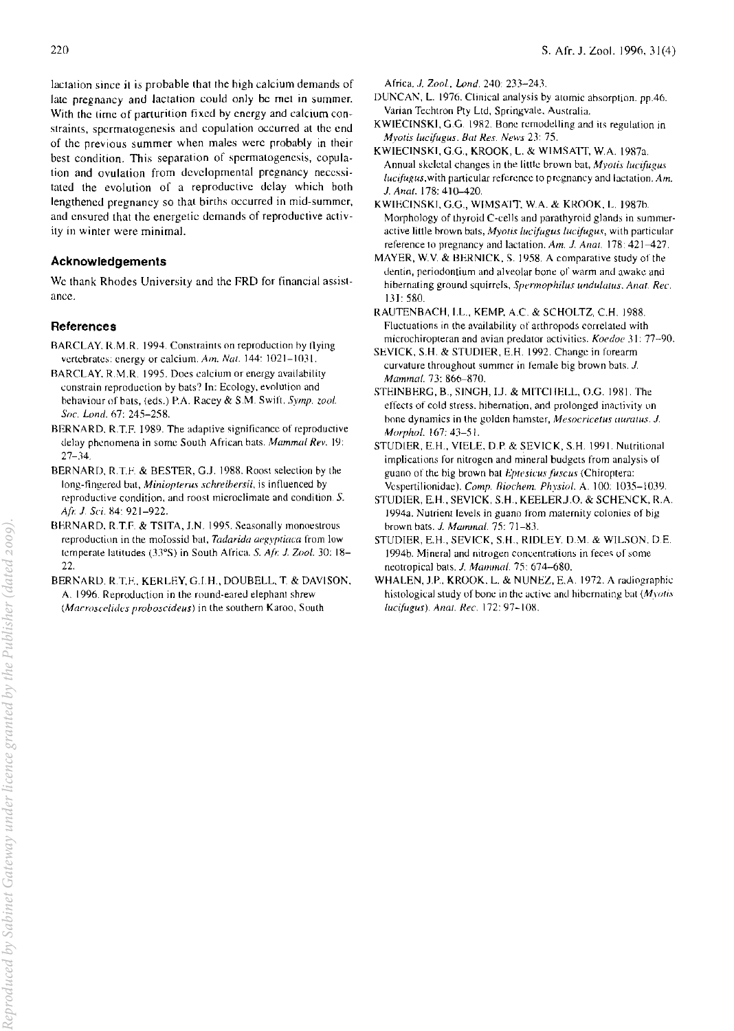lactation since it is probable that the high calcium demands of late pregnancy and lactation could only be met in summer. With the time of parturition fixed by energy and calcium constraints, spermatogenesis and copulation occurred at the end of the previous summer when males were probably in their best condition. This separation of spermatogenesis, copulation and ovulation from developmental pregnancy necessitated the evolution of a reproductive delay which both lengthened pregnancy so that births occurred in mid-summer, and ensured that the energetic demands of reproductive activity in winter were minimal.

## Acknowledgements

We thank Rhodes University and the FRD for financial assistance.

## References

BARCLAY, R.M.R. 1994. Constraints on reproduction by flying vertebrates: energy or calcium. *Am. Nat.* 144: 1021–1031.

BARCLAY, R.M.R. 1995. Does calcium or energy availability constrain reproduction by bats? In: Ecology, evolution and behaviour of bats, (eds.) P.A. Racey & S.M. Swift. *Symp. zool. Soc. Lond.* 67: 245–258.

BERNARD, R.T.F. 1989. The adaptive significance of reproductive delay phenomena in some South African bats. *Mammal Rev.* 19: 27–34.

BERNARD, R.T.F. & BESTER, G.J. 1988. Roost selection by the long-fingered bat, *Miniopterus schreibersii*, is influenced by reproductive condition, and roost microclimate and condition. *S. Afr. J. Sci.* 84: 921–922.

BERNARD, R.T.F. & TSITA, J.N. 1995. Seasonally monoestrous reproduction in the molossid bat, *Tadarida aegyptiaca* from low temperate latitudes (33°S) in South Africa. *S. Afr. J. Zool.* 30: 18–22.

BERNARD, R.T.F., KERLEY, G.I.H., DOUBELL, T. & DAVISON, A. 1996. Reproduction in the round-eared elephant shrew (*Macroscelides proboscideus*) in the southern Karoo, South Africa. *J. Zool., Lond.* 240: 233–243.

DUNCAN, L. 1976. Clinical analysis by atomic absorption. pp.46. Varian Techtron Pty Ltd, Springvale, Australia.

KWIECINSKI, G.G. 1982. Bone remodelling and its regulation in *Myotis lucifugus*. *Bat Res. News* 23: 75.

KWIECINSKI, G.G., KROOK, L. & WIMSATT, W.A. 1987a. Annual skeletal changes in the little brown bat, *Myotis lucifugus lucifugus*, with particular reference to pregnancy and lactation. *Am. J. Anat.* 178: 410–420.

KWIECINSKI, G.G., WIMSATT, W.A. & KROOK, L. 1987b. Morphology of thyroid C-cells and parathyroid glands in summer-active little brown bats, *Myotis lucifugus lucifugus*, with particular reference to pregnancy and lactation. *Am. J. Anat.* 178: 421–427.

MAYER, W.V. & BERNICK, S. 1958. A comparative study of the dentin, periodontium and alveolar bone of warm and awake and hibernating ground squirrels, *Spermophilus undulatus*. *Anat. Rec.* 131: 580.

RAUTENBACH, I.L., KEMP, A.C. & SCHOLTZ, C.H. 1988. Fluctuations in the availability of arthropods correlated with microchiropteran and avian predator activities. *Koedoe* 31: 77–90.

SEVICK, S.H. & STUDIER, E.H. 1992. Change in forearm curvature throughout summer in female big brown bats. *J. Mammal.* 73: 866–870.

STEINBERG, B., SINGH, I.J. & MITCHELL, O.G. 1981. The effects of cold stress, hibernation, and prolonged inactivity on bone dynamics in the golden hamster, *Mesocricetus auratus*. *J. Morphol.* 167: 43–51.

STUDIER, E.H., VIELE, D.P. & SEVICK, S.H. 1991. Nutritional implications for nitrogen and mineral budgets from analysis of guano of the big brown bat *Eptesicus fuscus* (Chiroptera: Vespertilionidae). *Comp. Biochem. Physiol.* A. 100: 1035–1039.

STUDIER, E.H., SEVICK, S.H., KEELER, J.O. & SCHENCK, R.A. 1994a. Nutrient levels in guano from maternity colonies of big brown bats. *J. Mammal.* 75: 71–83.

STUDIER, E.H., SEVICK, S.H., RIDLEY, D.M. & WILSON, D.E. 1994b. Mineral and nitrogen concentrations in feces of some neotropical bats. *J. Mammal.* 75: 674–680.

WHALEN, J.P., KROOK, L. & NUNEZ, E.A. 1972. A radiographic histological study of bone in the active and hibernating bat (*Myotis lucifugus*). *Anat. Rec.* 172: 97–108.